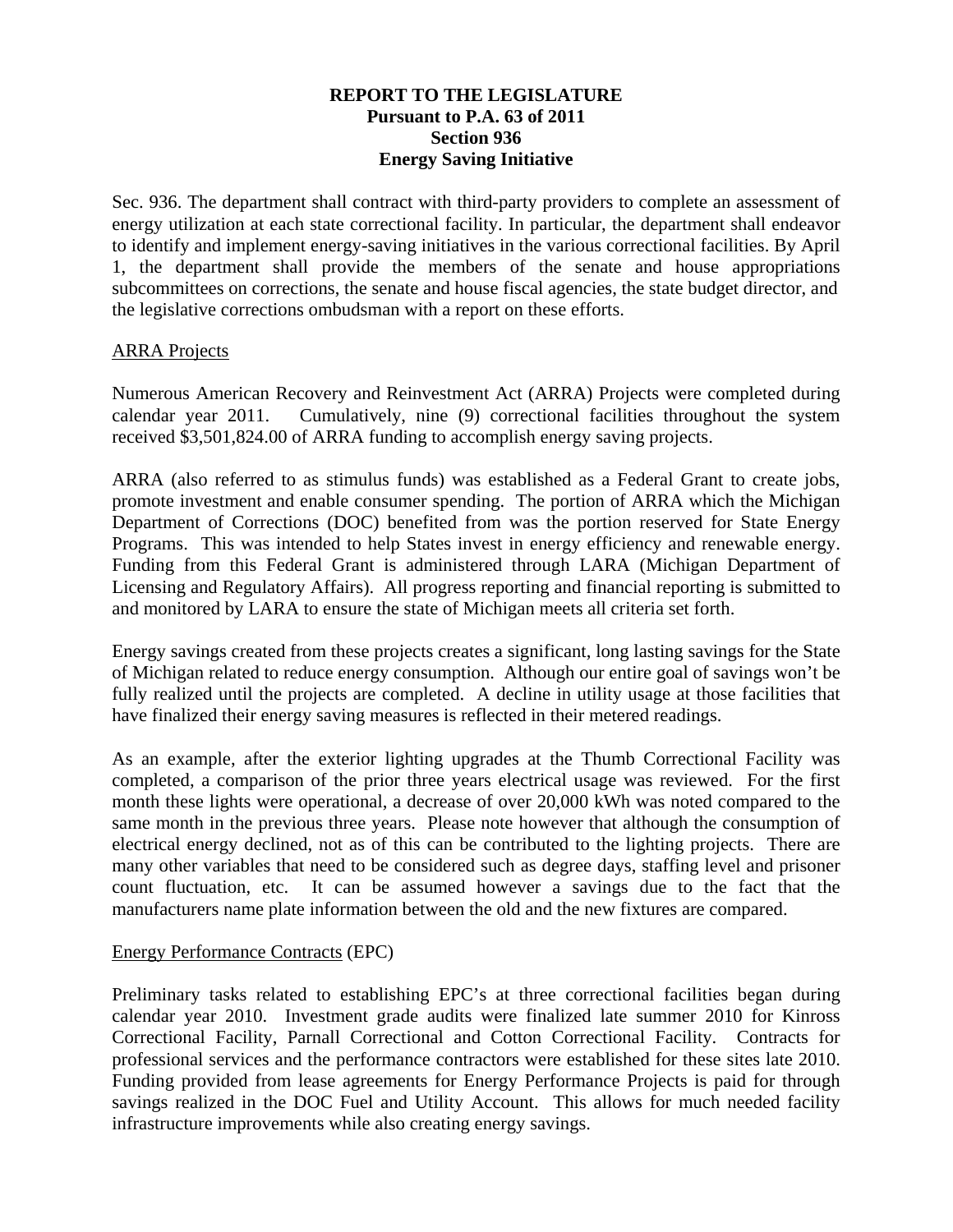**REPORT TO THE LEGISLATURE**
**Pursuant to P.A. 63 of 2011**
**Section 936**
**Energy Saving Initiative**

Sec. 936. The department shall contract with third-party providers to complete an assessment of energy utilization at each state correctional facility. In particular, the department shall endeavor to identify and implement energy-saving initiatives in the various correctional facilities. By April 1, the department shall provide the members of the senate and house appropriations subcommittees on corrections, the senate and house fiscal agencies, the state budget director, and the legislative corrections ombudsman with a report on these efforts.

ARRA Projects

Numerous American Recovery and Reinvestment Act (ARRA) Projects were completed during calendar year 2011. Cumulatively, nine (9) correctional facilities throughout the system received $3,501,824.00 of ARRA funding to accomplish energy saving projects.

ARRA (also referred to as stimulus funds) was established as a Federal Grant to create jobs, promote investment and enable consumer spending. The portion of ARRA which the Michigan Department of Corrections (DOC) benefited from was the portion reserved for State Energy Programs. This was intended to help States invest in energy efficiency and renewable energy. Funding from this Federal Grant is administered through LARA (Michigan Department of Licensing and Regulatory Affairs). All progress reporting and financial reporting is submitted to and monitored by LARA to ensure the state of Michigan meets all criteria set forth.

Energy savings created from these projects creates a significant, long lasting savings for the State of Michigan related to reduce energy consumption. Although our entire goal of savings won't be fully realized until the projects are completed. A decline in utility usage at those facilities that have finalized their energy saving measures is reflected in their metered readings.

As an example, after the exterior lighting upgrades at the Thumb Correctional Facility was completed, a comparison of the prior three years electrical usage was reviewed. For the first month these lights were operational, a decrease of over 20,000 kWh was noted compared to the same month in the previous three years. Please note however that although the consumption of electrical energy declined, not as of this can be contributed to the lighting projects. There are many other variables that need to be considered such as degree days, staffing level and prisoner count fluctuation, etc. It can be assumed however a savings due to the fact that the manufacturers name plate information between the old and the new fixtures are compared.

Energy Performance Contracts (EPC)

Preliminary tasks related to establishing EPC's at three correctional facilities began during calendar year 2010. Investment grade audits were finalized late summer 2010 for Kinross Correctional Facility, Parnall Correctional and Cotton Correctional Facility. Contracts for professional services and the performance contractors were established for these sites late 2010. Funding provided from lease agreements for Energy Performance Projects is paid for through savings realized in the DOC Fuel and Utility Account. This allows for much needed facility infrastructure improvements while also creating energy savings.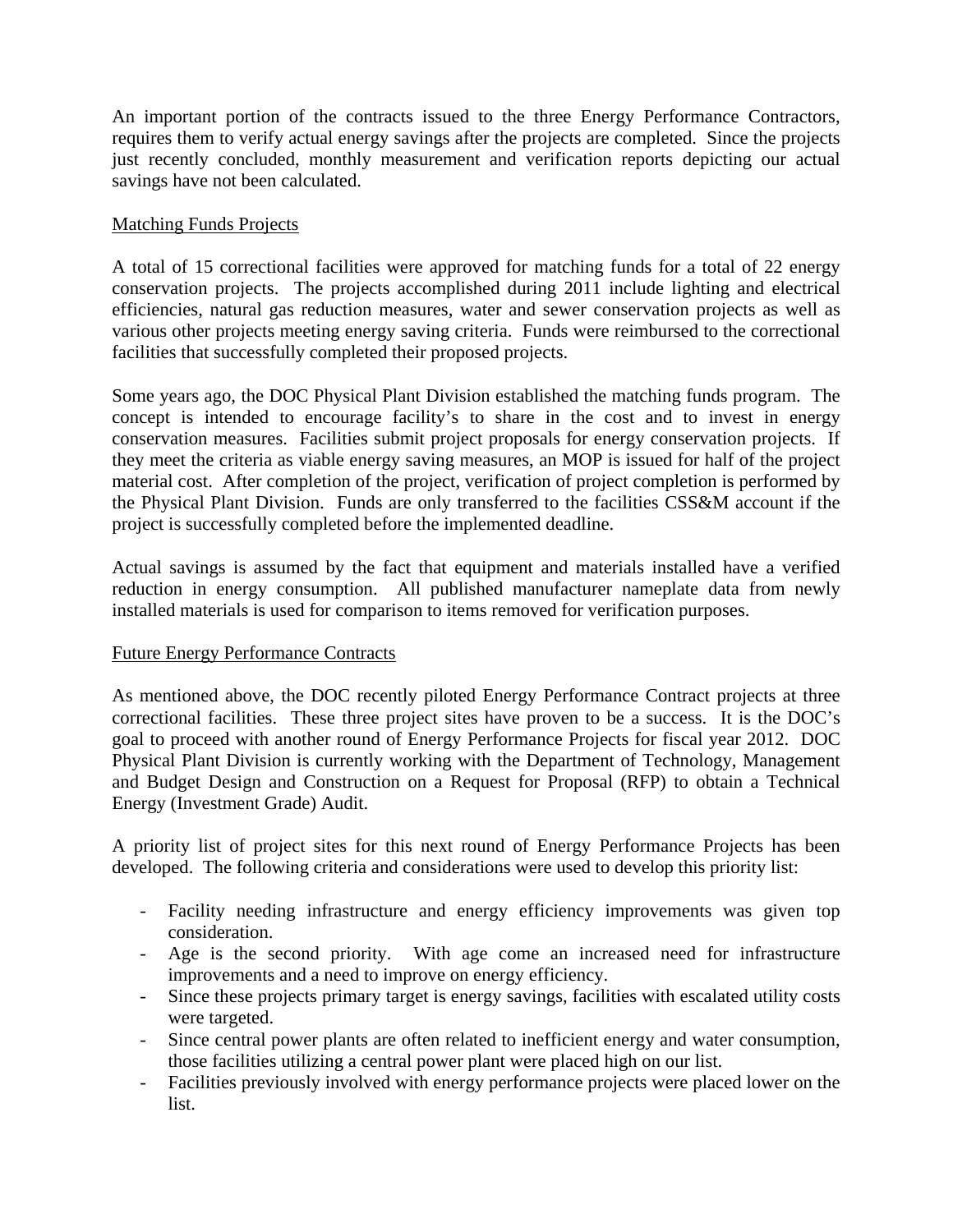An important portion of the contracts issued to the three Energy Performance Contractors, requires them to verify actual energy savings after the projects are completed. Since the projects just recently concluded, monthly measurement and verification reports depicting our actual savings have not been calculated.

## Matching Funds Projects

A total of 15 correctional facilities were approved for matching funds for a total of 22 energy conservation projects. The projects accomplished during 2011 include lighting and electrical efficiencies, natural gas reduction measures, water and sewer conservation projects as well as various other projects meeting energy saving criteria. Funds were reimbursed to the correctional facilities that successfully completed their proposed projects.

Some years ago, the DOC Physical Plant Division established the matching funds program. The concept is intended to encourage facility's to share in the cost and to invest in energy conservation measures. Facilities submit project proposals for energy conservation projects. If they meet the criteria as viable energy saving measures, an MOP is issued for half of the project material cost. After completion of the project, verification of project completion is performed by the Physical Plant Division. Funds are only transferred to the facilities CSS&M account if the project is successfully completed before the implemented deadline.

Actual savings is assumed by the fact that equipment and materials installed have a verified reduction in energy consumption. All published manufacturer nameplate data from newly installed materials is used for comparison to items removed for verification purposes.

## Future Energy Performance Contracts

As mentioned above, the DOC recently piloted Energy Performance Contract projects at three correctional facilities. These three project sites have proven to be a success. It is the DOC's goal to proceed with another round of Energy Performance Projects for fiscal year 2012. DOC Physical Plant Division is currently working with the Department of Technology, Management and Budget Design and Construction on a Request for Proposal (RFP) to obtain a Technical Energy (Investment Grade) Audit.

A priority list of project sites for this next round of Energy Performance Projects has been developed. The following criteria and considerations were used to develop this priority list:

- Facility needing infrastructure and energy efficiency improvements was given top consideration.
- Age is the second priority. With age come an increased need for infrastructure improvements and a need to improve on energy efficiency.
- Since these projects primary target is energy savings, facilities with escalated utility costs were targeted.
- Since central power plants are often related to inefficient energy and water consumption, those facilities utilizing a central power plant were placed high on our list.
- Facilities previously involved with energy performance projects were placed lower on the list.